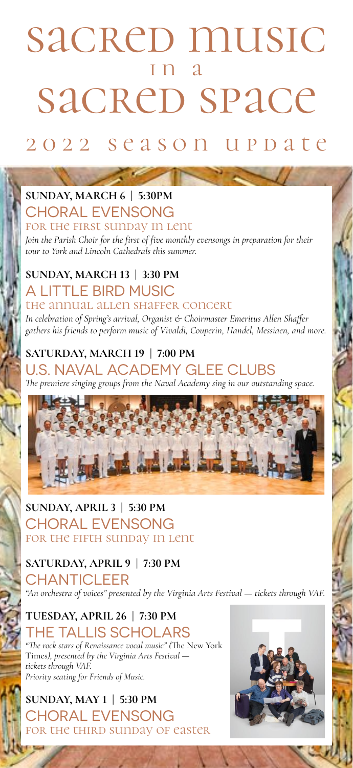# Sacred Music in a Sacred Space

## 2022 Season Update

**SUNDAY, MARCH 6 | 5:30PM**

### CHORAL EVENSONG

FOR THE FIRST SUNDAY IN LENT

*Join the Parish Choir for the first of five monthly evensongs in preparation for their tour to York and Lincoln Cathedrals this summer.*

**SUNDAY, MARCH 13 | 3:30 PM**

### A LITTLE BIRD MUSIC

THE ANNUAL ALLEN SHAFFER CONCERT

*In celebration of Spring's arrival, Organist & Choirmaster Emeritus Allen Shaffer gathers his friends to perform music of Vivaldi, Couperin, Handel, Messiaen, and more.*

**SATURDAY, MARCH 19 | 7:00 PM**

### U.S. NAVAL ACADEMY GLEE CLUBS

*The premiere singing groups from the Naval Academy sing in our outstanding space.*

**SUNDAY, APRIL 3 | 5:30 PM**

### CHORAL EVENSONG

FOR THE FIFTH SUNDAY IN LENT

**SATURDAY, APRIL 9 | 7:30 PM**

### CHANTICLEER

*"An orchestra of voices" presented by the Virginia Arts Festival — tickets through VAF.*

**TUESDAY, APRIL 26 | 7:30 PM**

### THE TALLIS SCHOLARS

*"The rock stars of Renaissance vocal music" (*The New York Times*), presented by the Virginia Arts Festival — tickets through VAF.*
*Priority seating for Friends of Music.*

**SUNDAY, MAY 1 | 5:30 PM**

### CHORAL EVENSONG

FOR THE THIRD SUNDAY OF EASTER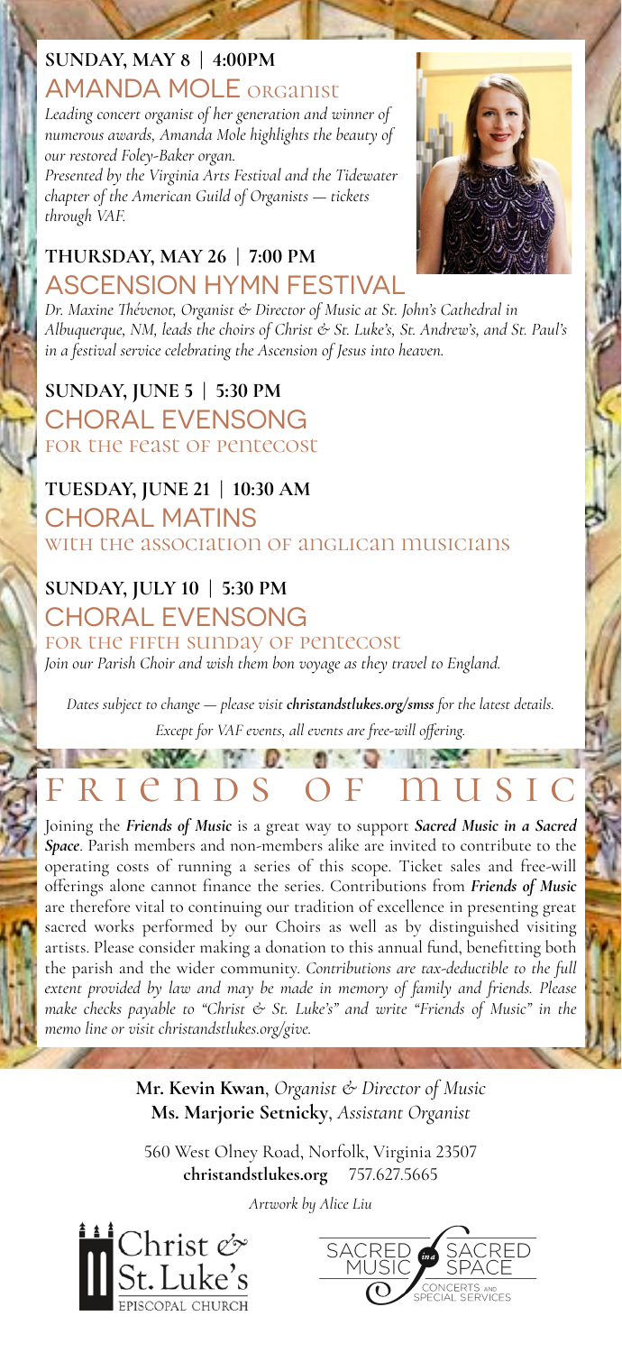## SUNDAY, MAY 8 | 4:00PM

### AMANDA MOLE organist

*Leading concert organist of her generation and winner of numerous awards, Amanda Mole highlights the beauty of our restored Foley-Baker organ.*

*Presented by the Virginia Arts Festival and the Tidewater chapter of the American Guild of Organists — tickets through VAF.*

## THURSDAY, MAY 26 | 7:00 PM

### ASCENSION HYMN FESTIVAL

*Dr. Maxine Thévenot, Organist & Director of Music at St. John's Cathedral in Albuquerque, NM, leads the choirs of Christ & St. Luke's, St. Andrew's, and St. Paul's in a festival service celebrating the Ascension of Jesus into heaven.*

## SUNDAY, JUNE 5 | 5:30 PM

### CHORAL EVENSONG

for the Feast of Pentecost

## TUESDAY, JUNE 21 | 10:30 AM

### CHORAL MATINS

with the Association of Anglican Musicians

## SUNDAY, JULY 10 | 5:30 PM

### CHORAL EVENSONG

for the Fifth Sunday of Pentecost

*Join our Parish Choir and wish them bon voyage as they travel to England.*

*Dates subject to change — please visit **christandstlukes.org/smss** for the latest details.*

*Except for VAF events, all events are free-will offering.*

# Friends of Music

Joining the ***Friends of Music*** is a great way to support ***Sacred Music in a Sacred Space***. Parish members and non-members alike are invited to contribute to the operating costs of running a series of this scope. Ticket sales and free-will offerings alone cannot finance the series. Contributions from ***Friends of Music*** are therefore vital to continuing our tradition of excellence in presenting great sacred works performed by our Choirs as well as by distinguished visiting artists. Please consider making a donation to this annual fund, benefitting both the parish and the wider community. *Contributions are tax-deductible to the full extent provided by law and may be made in memory of family and friends. Please make checks payable to "Christ & St. Luke's" and write "Friends of Music" in the memo line or visit christandstlukes.org/give.*

**Mr. Kevin Kwan**, *Organist & Director of Music*
**Ms. Marjorie Setnicky**, *Assistant Organist*

560 West Olney Road, Norfolk, Virginia 23507
**christandstlukes.org** 757.627.5665

*Artwork by Alice Liu*

Christ & St. Luke's
EPISCOPAL CHURCH

SACRED MUSIC in a SACRED SPACE
CONCERTS AND SPECIAL SERVICES